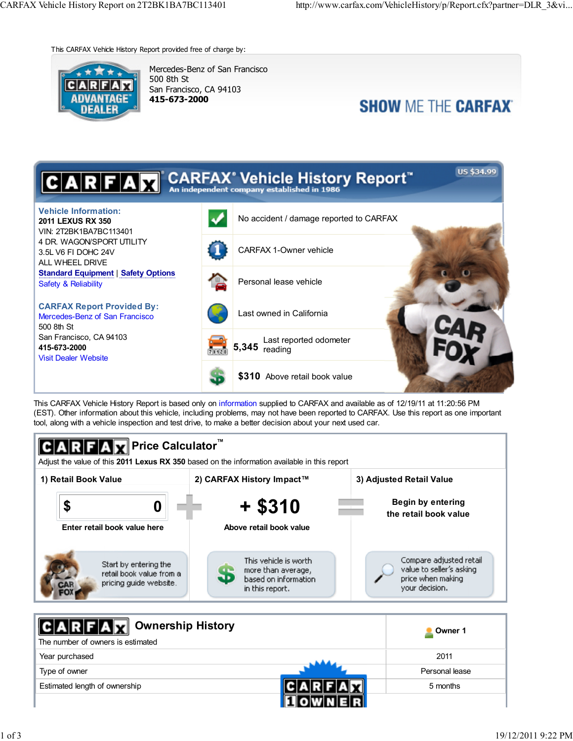This CARFAX Vehicle History Report provided free of charge by:

Mercedes-Benz of San Francisco
500 8th St
San Francisco, CA 94103
**415-673-2000**

**SHOW ME THE CARFAX**

# CARFAX Vehicle History Report™

An independent company established in 1986

US $34.99

**Vehicle Information:**
**2011 LEXUS RX 350**
VIN: 2T2BK1BA7BC113401
4 DR. WAGON/SPORT UTILITY
3.5L V6 FI DOHC 24V
ALL WHEEL DRIVE
Standard Equipment | Safety Options
Safety & Reliability

**CARFAX Report Provided By:**
Mercedes-Benz of San Francisco
500 8th St
San Francisco, CA 94103
**415-673-2000**
Visit Dealer Website

- No accident / damage reported to CARFAX
- CARFAX 1-Owner vehicle
- Personal lease vehicle
- Last owned in California
- **5,345** Last reported odometer reading
- **$310** Above retail book value

This CARFAX Vehicle History Report is based only on information supplied to CARFAX and available as of 12/19/11 at 11:20:56 PM (EST). Other information about this vehicle, including problems, may not have been reported to CARFAX. Use this report as one important tool, along with a vehicle inspection and test drive, to make a better decision about your next used car.

## CARFAX Price Calculator™

Adjust the value of this **2011 Lexus RX 350** based on the information available in this report

| 1) Retail Book Value | 2) CARFAX History Impact™ | 3) Adjusted Retail Value |
|---|---|---|
| $ 0 | **+ $310** | **Begin by entering the retail book value** |
| **Enter retail book value here** | **Above retail book value** | |
| Start by entering the retail book value from a pricing guide website. | This vehicle is worth more than average, based on information in this report. | Compare adjusted retail value to seller's asking price when making your decision. |

## CARFAX Ownership History

The number of owners is estimated

| | Owner 1 |
|---|---|
| Year purchased | 2011 |
| Type of owner | Personal lease |
| Estimated length of ownership | 5 months |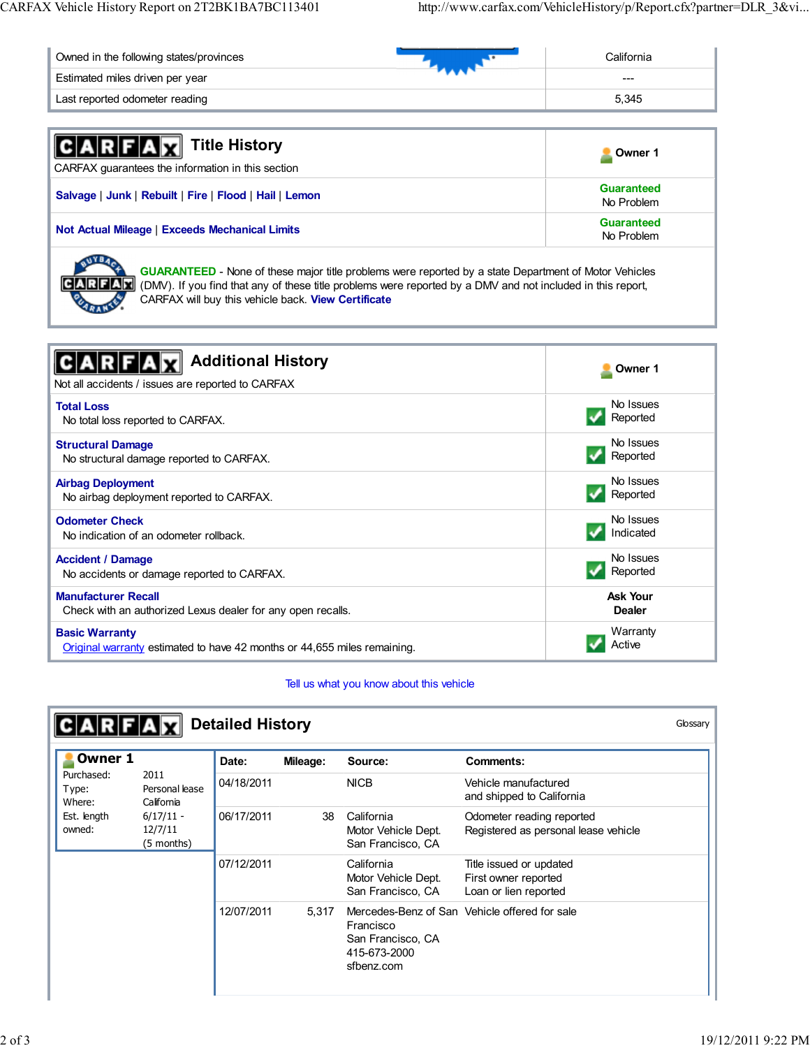| | |
|---|---|
| Owned in the following states/provinces | California |
| Estimated miles driven per year | --- |
| Last reported odometer reading | 5,345 |

## Title History

CARFAX guarantees the information in this section

| | Owner 1 |
|---|---|
| Salvage \| Junk \| Rebuilt \| Fire \| Flood \| Hail \| Lemon | Guaranteed No Problem |
| Not Actual Mileage \| Exceeds Mechanical Limits | Guaranteed No Problem |

**GUARANTEED** - None of these major title problems were reported by a state Department of Motor Vehicles (DMV). If you find that any of these title problems were reported by a DMV and not included in this report, CARFAX will buy this vehicle back. View Certificate

## Additional History

Not all accidents / issues are reported to CARFAX

| | Owner 1 |
|---|---|
| **Total Loss** No total loss reported to CARFAX. | No Issues Reported |
| **Structural Damage** No structural damage reported to CARFAX. | No Issues Reported |
| **Airbag Deployment** No airbag deployment reported to CARFAX. | No Issues Reported |
| **Odometer Check** No indication of an odometer rollback. | No Issues Indicated |
| **Accident / Damage** No accidents or damage reported to CARFAX. | No Issues Reported |
| **Manufacturer Recall** Check with an authorized Lexus dealer for any open recalls. | **Ask Your Dealer** |
| **Basic Warranty** Original warranty estimated to have 42 months or 44,655 miles remaining. | Warranty Active |

Tell us what you know about this vehicle

## Detailed History

Glossary

**Owner 1**

| | |
|---|---|
| Purchased: | 2011 |
| Type: | Personal lease |
| Where: | California |
| Est. length owned: | 6/17/11 - 12/7/11 (5 months) |

| Date: | Mileage: | Source: | Comments: |
|---|---|---|---|
| 04/18/2011 | | NICB | Vehicle manufactured and shipped to California |
| 06/17/2011 | 38 | California Motor Vehicle Dept. San Francisco, CA | Odometer reading reported Registered as personal lease vehicle |
| 07/12/2011 | | California Motor Vehicle Dept. San Francisco, CA | Title issued or updated First owner reported Loan or lien reported |
| 12/07/2011 | 5,317 | Mercedes-Benz of San Francisco San Francisco, CA 415-673-2000 sfbenz.com | Vehicle offered for sale |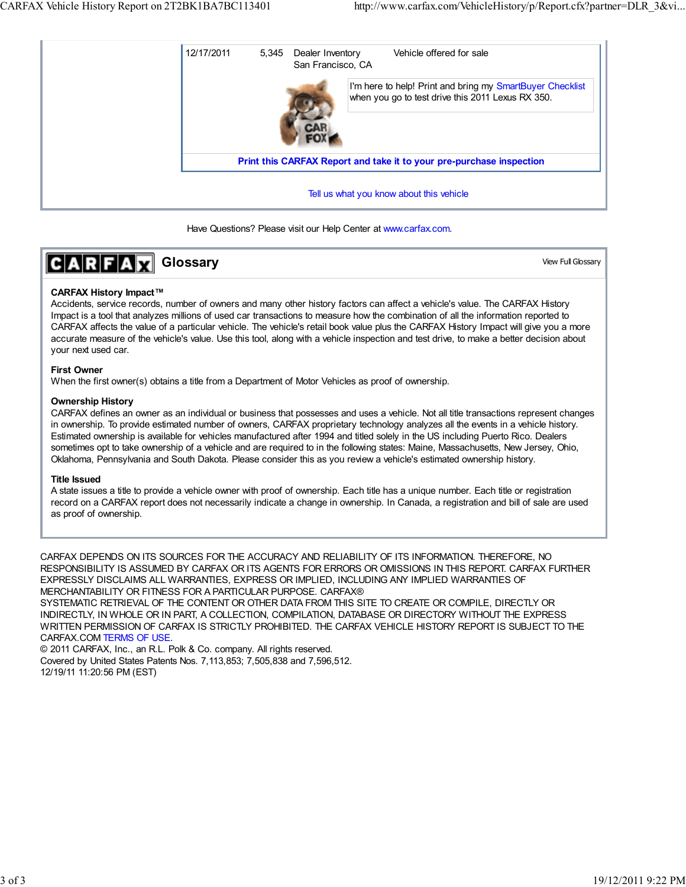| | | | |
|---|---|---|---|
| 12/17/2011 | 5,345 | Dealer Inventory<br>San Francisco, CA | Vehicle offered for sale |

I'm here to help! Print and bring my SmartBuyer Checklist when you go to test drive this 2011 Lexus RX 350.

**Print this CARFAX Report and take it to your pre-purchase inspection**

Tell us what you know about this vehicle

Have Questions? Please visit our Help Center at www.carfax.com.

## CARFAX Glossary

View Full Glossary

**CARFAX History Impact™**
Accidents, service records, number of owners and many other history factors can affect a vehicle's value. The CARFAX History Impact is a tool that analyzes millions of used car transactions to measure how the combination of all the information reported to CARFAX affects the value of a particular vehicle. The vehicle's retail book value plus the CARFAX History Impact will give you a more accurate measure of the vehicle's value. Use this tool, along with a vehicle inspection and test drive, to make a better decision about your next used car.

**First Owner**
When the first owner(s) obtains a title from a Department of Motor Vehicles as proof of ownership.

**Ownership History**
CARFAX defines an owner as an individual or business that possesses and uses a vehicle. Not all title transactions represent changes in ownership. To provide estimated number of owners, CARFAX proprietary technology analyzes all the events in a vehicle history. Estimated ownership is available for vehicles manufactured after 1994 and titled solely in the US including Puerto Rico. Dealers sometimes opt to take ownership of a vehicle and are required to in the following states: Maine, Massachusetts, New Jersey, Ohio, Oklahoma, Pennsylvania and South Dakota. Please consider this as you review a vehicle's estimated ownership history.

**Title Issued**
A state issues a title to provide a vehicle owner with proof of ownership. Each title has a unique number. Each title or registration record on a CARFAX report does not necessarily indicate a change in ownership. In Canada, a registration and bill of sale are used as proof of ownership.

CARFAX DEPENDS ON ITS SOURCES FOR THE ACCURACY AND RELIABILITY OF ITS INFORMATION. THEREFORE, NO RESPONSIBILITY IS ASSUMED BY CARFAX OR ITS AGENTS FOR ERRORS OR OMISSIONS IN THIS REPORT. CARFAX FURTHER EXPRESSLY DISCLAIMS ALL WARRANTIES, EXPRESS OR IMPLIED, INCLUDING ANY IMPLIED WARRANTIES OF MERCHANTABILITY OR FITNESS FOR A PARTICULAR PURPOSE. CARFAX®
SYSTEMATIC RETRIEVAL OF THE CONTENT OR OTHER DATA FROM THIS SITE TO CREATE OR COMPILE, DIRECTLY OR INDIRECTLY, IN WHOLE OR IN PART, A COLLECTION, COMPILATION, DATABASE OR DIRECTORY WITHOUT THE EXPRESS WRITTEN PERMISSION OF CARFAX IS STRICTLY PROHIBITED. THE CARFAX VEHICLE HISTORY REPORT IS SUBJECT TO THE CARFAX.COM TERMS OF USE.
© 2011 CARFAX, Inc., an R.L. Polk & Co. company. All rights reserved.
Covered by United States Patents Nos. 7,113,853; 7,505,838 and 7,596,512.
12/19/11 11:20:56 PM (EST)